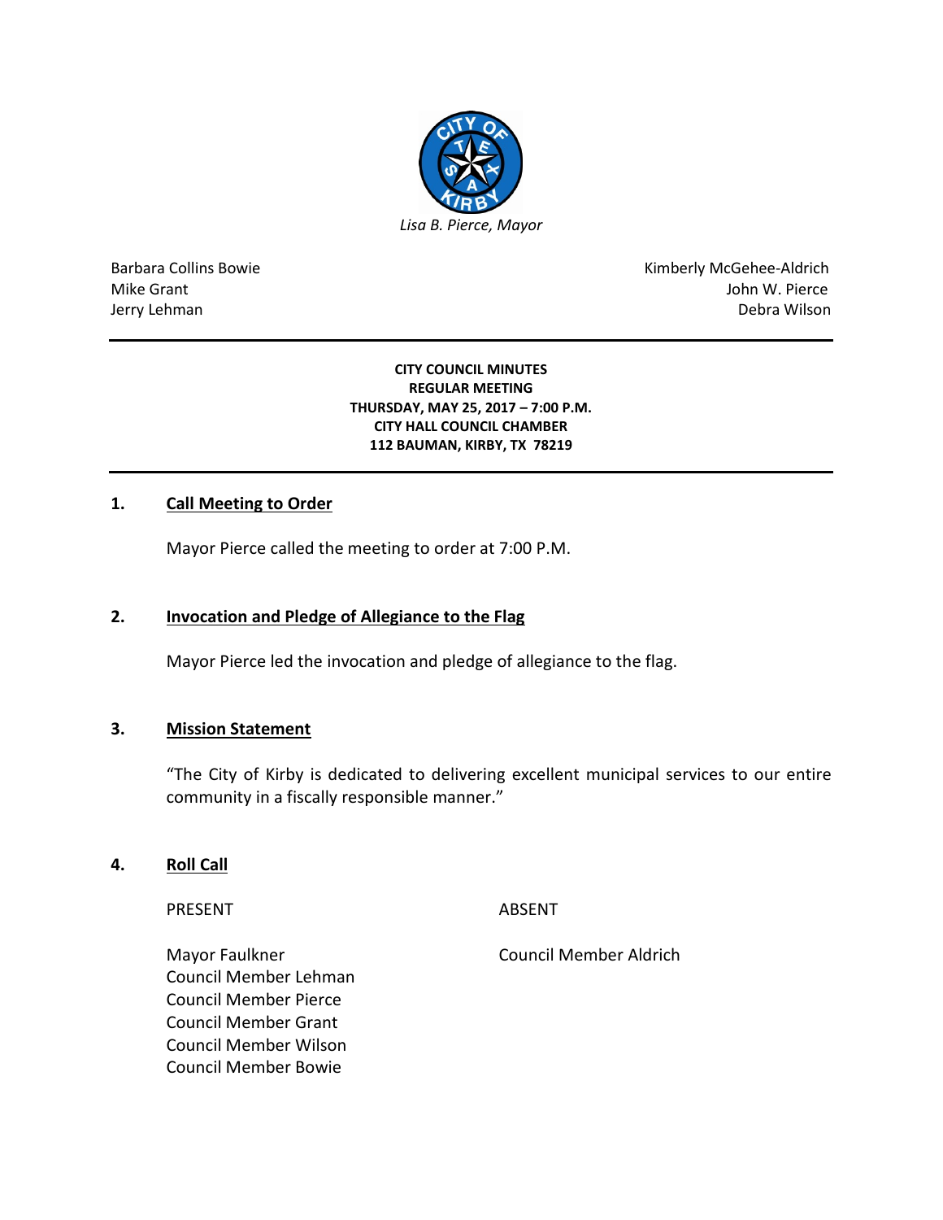*Lisa B. Pierce, Mayor*

Barbara Collins Bowie
Mike Grant
Jerry Lehman

Kimberly McGehee-Aldrich
John W. Pierce
Debra Wilson

---

**CITY COUNCIL MINUTES**
**REGULAR MEETING**
**THURSDAY, MAY 25, 2017 – 7:00 P.M.**
**CITY HALL COUNCIL CHAMBER**
**112 BAUMAN, KIRBY, TX 78219**

---

## 1. Call Meeting to Order

Mayor Pierce called the meeting to order at 7:00 P.M.

## 2. Invocation and Pledge of Allegiance to the Flag

Mayor Pierce led the invocation and pledge of allegiance to the flag.

## 3. Mission Statement

"The City of Kirby is dedicated to delivering excellent municipal services to our entire community in a fiscally responsible manner."

## 4. Roll Call

| PRESENT | ABSENT |
|---|---|
| Mayor Faulkner | Council Member Aldrich |
| Council Member Lehman | |
| Council Member Pierce | |
| Council Member Grant | |
| Council Member Wilson | |
| Council Member Bowie | |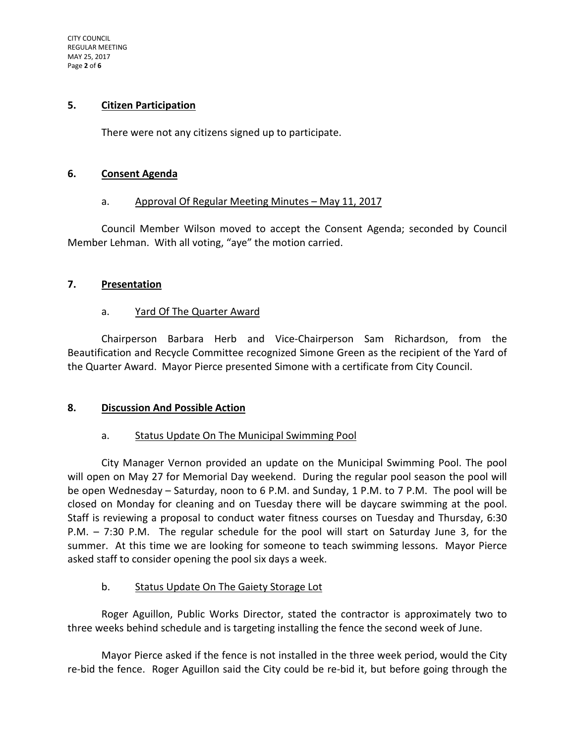## 5. Citizen Participation

There were not any citizens signed up to participate.

## 6. Consent Agenda

### a. Approval Of Regular Meeting Minutes – May 11, 2017

Council Member Wilson moved to accept the Consent Agenda; seconded by Council Member Lehman. With all voting, "aye" the motion carried.

## 7. Presentation

### a. Yard Of The Quarter Award

Chairperson Barbara Herb and Vice-Chairperson Sam Richardson, from the Beautification and Recycle Committee recognized Simone Green as the recipient of the Yard of the Quarter Award. Mayor Pierce presented Simone with a certificate from City Council.

## 8. Discussion And Possible Action

### a. Status Update On The Municipal Swimming Pool

City Manager Vernon provided an update on the Municipal Swimming Pool. The pool will open on May 27 for Memorial Day weekend. During the regular pool season the pool will be open Wednesday – Saturday, noon to 6 P.M. and Sunday, 1 P.M. to 7 P.M. The pool will be closed on Monday for cleaning and on Tuesday there will be daycare swimming at the pool. Staff is reviewing a proposal to conduct water fitness courses on Tuesday and Thursday, 6:30 P.M. – 7:30 P.M. The regular schedule for the pool will start on Saturday June 3, for the summer. At this time we are looking for someone to teach swimming lessons. Mayor Pierce asked staff to consider opening the pool six days a week.

### b. Status Update On The Gaiety Storage Lot

Roger Aguillon, Public Works Director, stated the contractor is approximately two to three weeks behind schedule and is targeting installing the fence the second week of June.

Mayor Pierce asked if the fence is not installed in the three week period, would the City re-bid the fence. Roger Aguillon said the City could be re-bid it, but before going through the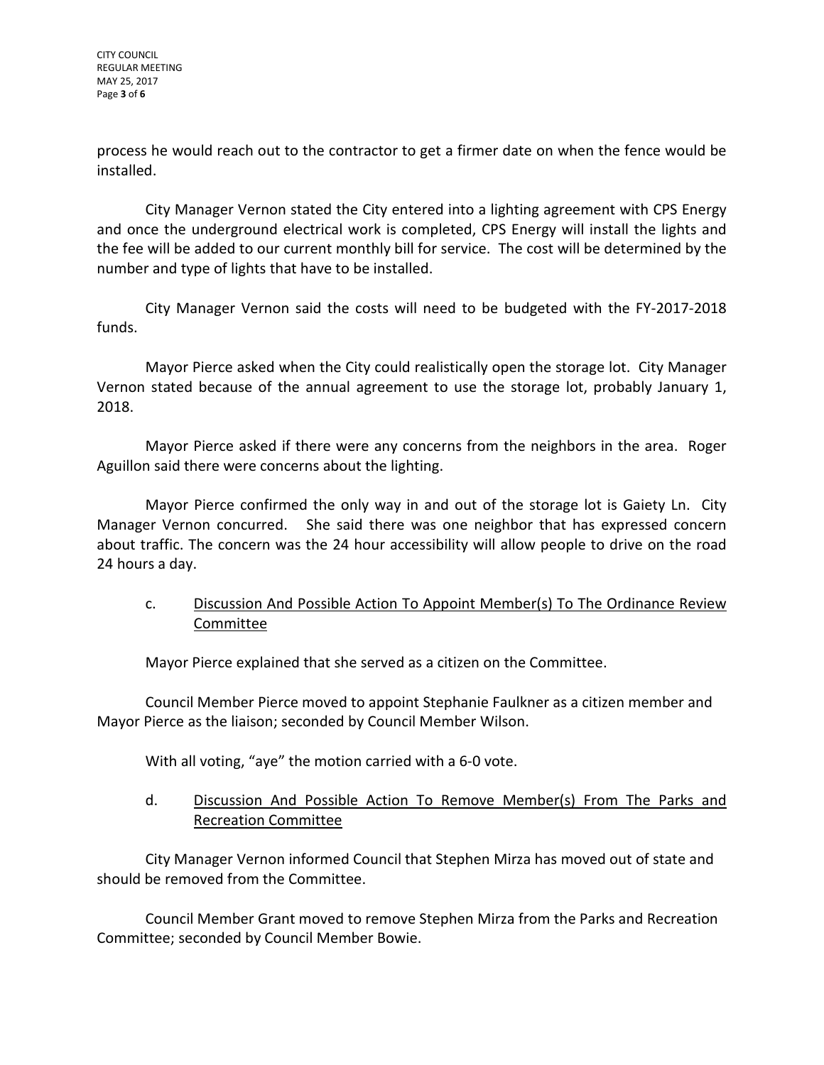process he would reach out to the contractor to get a firmer date on when the fence would be installed.

City Manager Vernon stated the City entered into a lighting agreement with CPS Energy and once the underground electrical work is completed, CPS Energy will install the lights and the fee will be added to our current monthly bill for service. The cost will be determined by the number and type of lights that have to be installed.

City Manager Vernon said the costs will need to be budgeted with the FY-2017-2018 funds.

Mayor Pierce asked when the City could realistically open the storage lot. City Manager Vernon stated because of the annual agreement to use the storage lot, probably January 1, 2018.

Mayor Pierce asked if there were any concerns from the neighbors in the area. Roger Aguillon said there were concerns about the lighting.

Mayor Pierce confirmed the only way in and out of the storage lot is Gaiety Ln. City Manager Vernon concurred. She said there was one neighbor that has expressed concern about traffic. The concern was the 24 hour accessibility will allow people to drive on the road 24 hours a day.

c. Discussion And Possible Action To Appoint Member(s) To The Ordinance Review Committee

Mayor Pierce explained that she served as a citizen on the Committee.

Council Member Pierce moved to appoint Stephanie Faulkner as a citizen member and Mayor Pierce as the liaison; seconded by Council Member Wilson.

With all voting, "aye" the motion carried with a 6-0 vote.

d. Discussion And Possible Action To Remove Member(s) From The Parks and Recreation Committee

City Manager Vernon informed Council that Stephen Mirza has moved out of state and should be removed from the Committee.

Council Member Grant moved to remove Stephen Mirza from the Parks and Recreation Committee; seconded by Council Member Bowie.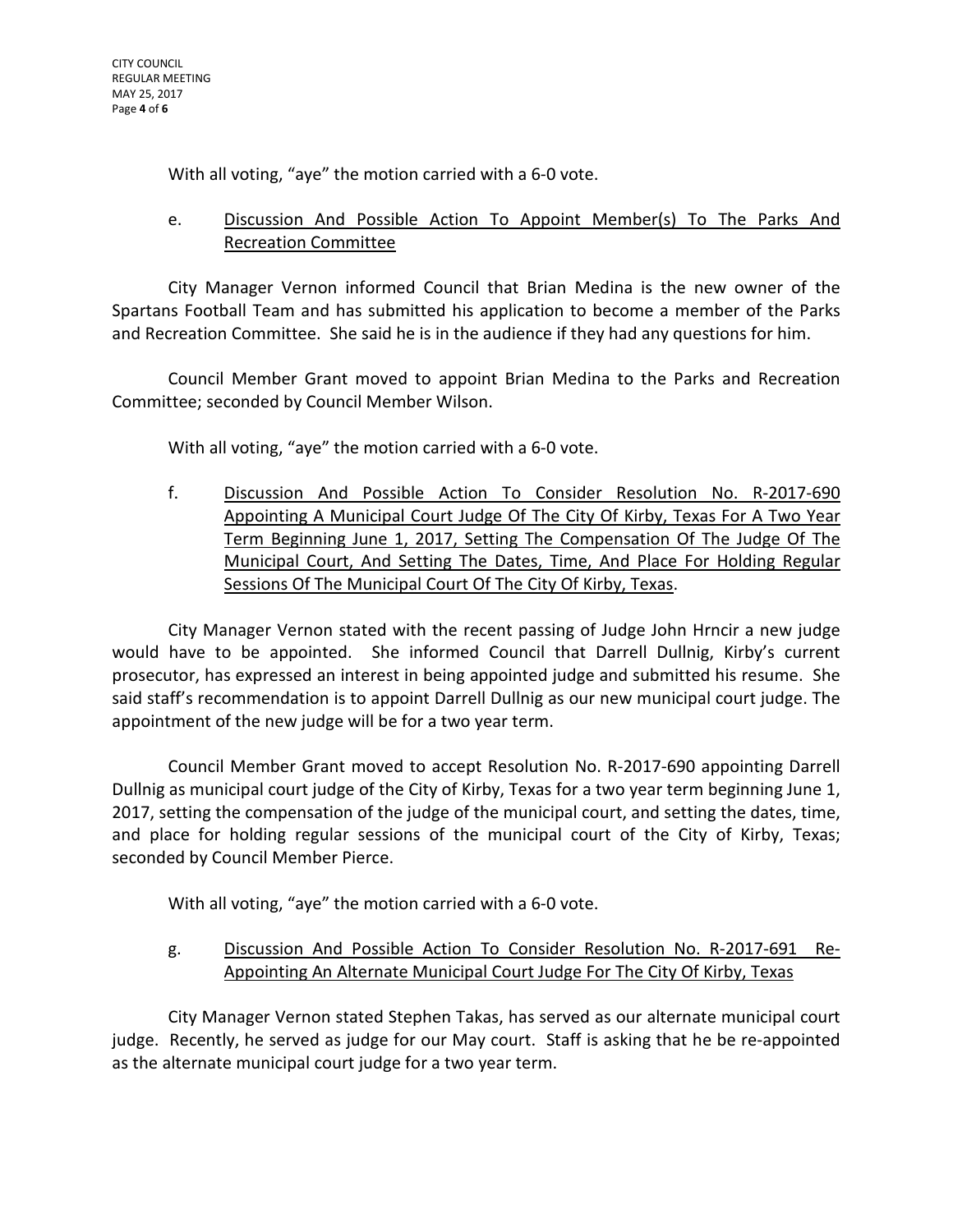With all voting, "aye" the motion carried with a 6-0 vote.

e. Discussion And Possible Action To Appoint Member(s) To The Parks And Recreation Committee

City Manager Vernon informed Council that Brian Medina is the new owner of the Spartans Football Team and has submitted his application to become a member of the Parks and Recreation Committee. She said he is in the audience if they had any questions for him.

Council Member Grant moved to appoint Brian Medina to the Parks and Recreation Committee; seconded by Council Member Wilson.

With all voting, "aye" the motion carried with a 6-0 vote.

f. Discussion And Possible Action To Consider Resolution No. R-2017-690 Appointing A Municipal Court Judge Of The City Of Kirby, Texas For A Two Year Term Beginning June 1, 2017, Setting The Compensation Of The Judge Of The Municipal Court, And Setting The Dates, Time, And Place For Holding Regular Sessions Of The Municipal Court Of The City Of Kirby, Texas.

City Manager Vernon stated with the recent passing of Judge John Hrncir a new judge would have to be appointed. She informed Council that Darrell Dullnig, Kirby's current prosecutor, has expressed an interest in being appointed judge and submitted his resume. She said staff's recommendation is to appoint Darrell Dullnig as our new municipal court judge. The appointment of the new judge will be for a two year term.

Council Member Grant moved to accept Resolution No. R-2017-690 appointing Darrell Dullnig as municipal court judge of the City of Kirby, Texas for a two year term beginning June 1, 2017, setting the compensation of the judge of the municipal court, and setting the dates, time, and place for holding regular sessions of the municipal court of the City of Kirby, Texas; seconded by Council Member Pierce.

With all voting, "aye" the motion carried with a 6-0 vote.

g. Discussion And Possible Action To Consider Resolution No. R-2017-691 Re-Appointing An Alternate Municipal Court Judge For The City Of Kirby, Texas

City Manager Vernon stated Stephen Takas, has served as our alternate municipal court judge. Recently, he served as judge for our May court. Staff is asking that he be re-appointed as the alternate municipal court judge for a two year term.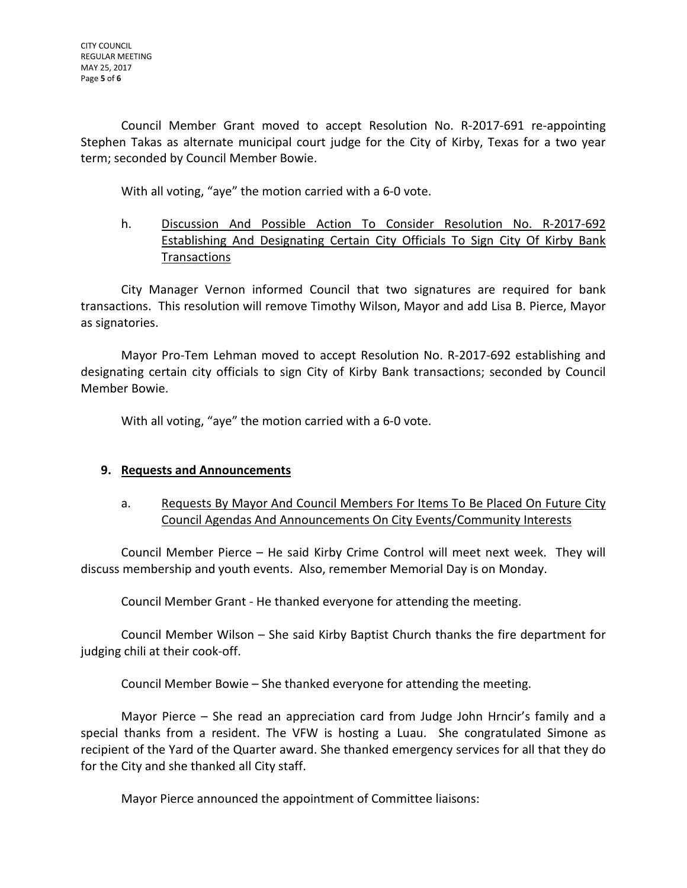Council Member Grant moved to accept Resolution No. R-2017-691 re-appointing Stephen Takas as alternate municipal court judge for the City of Kirby, Texas for a two year term; seconded by Council Member Bowie.

With all voting, "aye" the motion carried with a 6-0 vote.

h. <u>Discussion And Possible Action To Consider Resolution No. R-2017-692 Establishing And Designating Certain City Officials To Sign City Of Kirby Bank Transactions</u>

City Manager Vernon informed Council that two signatures are required for bank transactions. This resolution will remove Timothy Wilson, Mayor and add Lisa B. Pierce, Mayor as signatories.

Mayor Pro-Tem Lehman moved to accept Resolution No. R-2017-692 establishing and designating certain city officials to sign City of Kirby Bank transactions; seconded by Council Member Bowie.

With all voting, "aye" the motion carried with a 6-0 vote.

**9. <u>Requests and Announcements</u>**

a. <u>Requests By Mayor And Council Members For Items To Be Placed On Future City Council Agendas And Announcements On City Events/Community Interests</u>

Council Member Pierce – He said Kirby Crime Control will meet next week. They will discuss membership and youth events. Also, remember Memorial Day is on Monday.

Council Member Grant - He thanked everyone for attending the meeting.

Council Member Wilson – She said Kirby Baptist Church thanks the fire department for judging chili at their cook-off.

Council Member Bowie – She thanked everyone for attending the meeting.

Mayor Pierce – She read an appreciation card from Judge John Hrncir's family and a special thanks from a resident. The VFW is hosting a Luau. She congratulated Simone as recipient of the Yard of the Quarter award. She thanked emergency services for all that they do for the City and she thanked all City staff.

Mayor Pierce announced the appointment of Committee liaisons: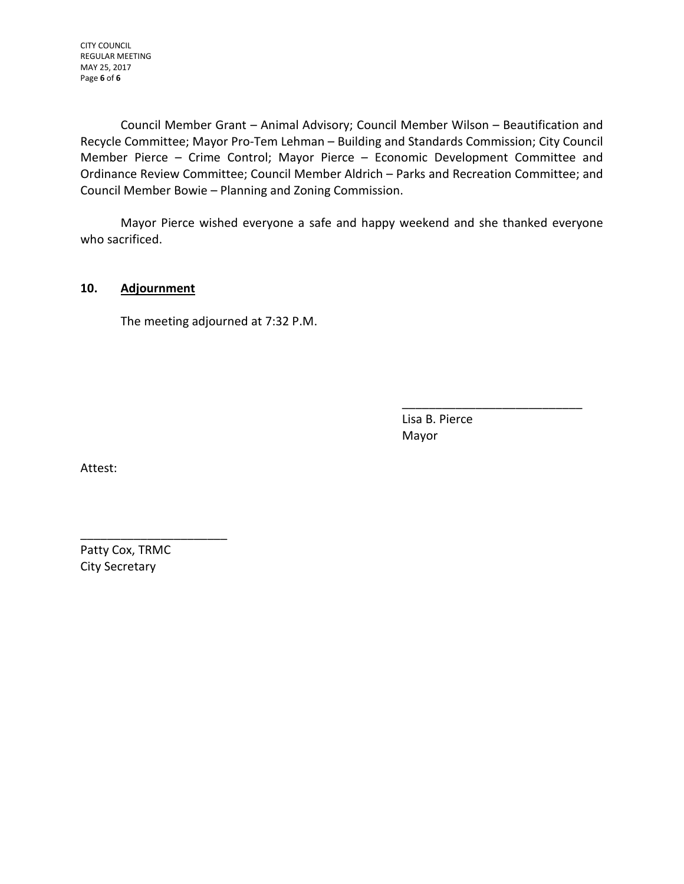Council Member Grant – Animal Advisory; Council Member Wilson – Beautification and Recycle Committee; Mayor Pro-Tem Lehman – Building and Standards Commission; City Council Member Pierce – Crime Control; Mayor Pierce – Economic Development Committee and Ordinance Review Committee; Council Member Aldrich – Parks and Recreation Committee; and Council Member Bowie – Planning and Zoning Commission.

Mayor Pierce wished everyone a safe and happy weekend and she thanked everyone who sacrificed.

## 10. Adjournment

The meeting adjourned at 7:32 P.M.

\_\_\_\_\_\_\_\_\_\_\_\_\_\_\_\_\_\_\_\_\_\_\_\_\_\_\_

Lisa B. Pierce
Mayor

Attest:

\_\_\_\_\_\_\_\_\_\_\_\_\_\_\_\_\_\_\_\_\_\_

Patty Cox, TRMC
City Secretary